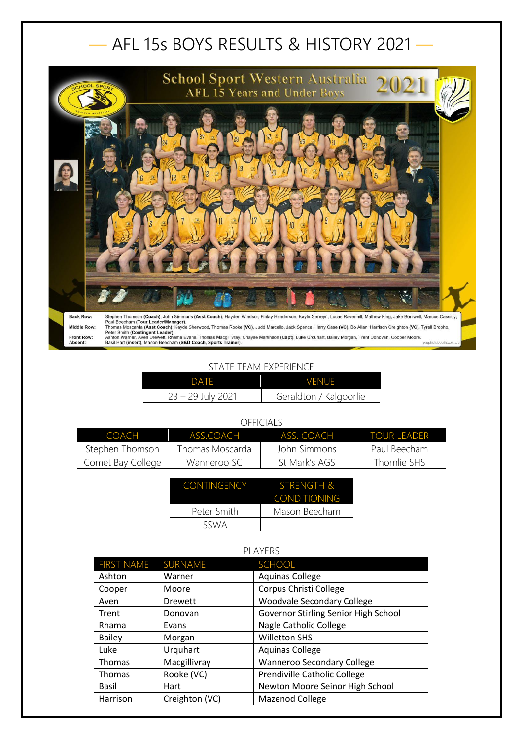# AFL 15s BOYS RESULTS & HISTORY 2021

School Sport Western Australia 2021
AFL 15 Years and Under Boys

**Back Row:** Stephen Thomson **(Coach)**, John Simmons **(Asst Coach)**, Hayden Windsor, Finlay Henderson, Kayle Gerreyn, Lucas Ravenhill, Mathew King, Jake Boniwell, Marcus Cassidy, Paul Beecham **(Tour Leader/Manager)**.
**Middle Row:** Thomas Moscarda **(Asst Coach)**, Kayde Sherwood, Thomas Rooke **(VC)**, Judd Marcello, Jack Spence, Harry Case **(VC)**, Bo Allan, Harrison Creighton **(VC)**, Tyrell Bropho, Peter Smith **(Contingent Leader)**.
**Front Row:** Ashton Warner, Aven Drewett, Rhama Evans, Thomas Macgillivray, Chayse Martinson **(Capt)**, Luke Urquhart, Bailey Morgan, Trent Donovan, Cooper Moore.
**Absent:** Basil Hart **(insert)**, Mason Beecham **(S&D Coach, Sports Trainer)**.

prophotobooth.com.au

STATE TEAM EXPERIENCE

| DATE | VENUE |
|---|---|
| 23 – 29 July 2021 | Geraldton / Kalgoorlie |

OFFICIALS

| COACH | ASS.COACH | ASS. COACH | TOUR LEADER |
|---|---|---|---|
| Stephen Thomson | Thomas Moscarda | John Simmons | Paul Beecham |
| Comet Bay College | Wanneroo SC | St Mark's AGS | Thornlie SHS |

| CONTINGENCY | STRENGTH & CONDITIONING |
|---|---|
| Peter Smith | Mason Beecham |
| SSWA | |

PLAYERS

| FIRST NAME | SURNAME | SCHOOL |
|---|---|---|
| Ashton | Warner | Aquinas College |
| Cooper | Moore | Corpus Christi College |
| Aven | Drewett | Woodvale Secondary College |
| Trent | Donovan | Governor Stirling Senior High School |
| Rhama | Evans | Nagle Catholic College |
| Bailey | Morgan | Willetton SHS |
| Luke | Urquhart | Aquinas College |
| Thomas | Macgillivray | Wanneroo Secondary College |
| Thomas | Rooke (VC) | Prendiville Catholic College |
| Basil | Hart | Newton Moore Seinor High School |
| Harrison | Creighton (VC) | Mazenod College |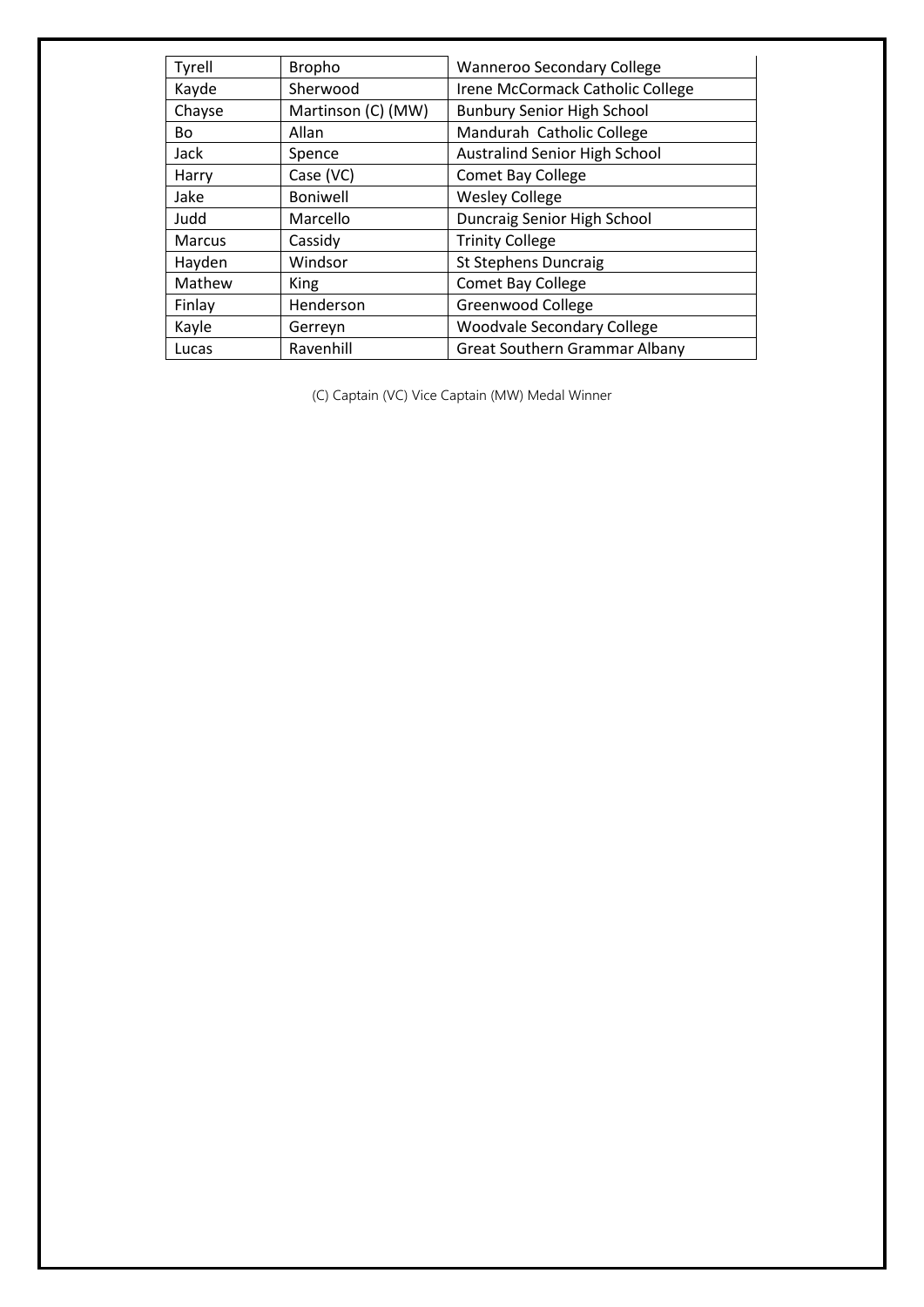| | | |
|---|---|---|
| Tyrell | Bropho | Wanneroo Secondary College |
| Kayde | Sherwood | Irene McCormack Catholic College |
| Chayse | Martinson (C) (MW) | Bunbury Senior High School |
| Bo | Allan | Mandurah Catholic College |
| Jack | Spence | Australind Senior High School |
| Harry | Case (VC) | Comet Bay College |
| Jake | Boniwell | Wesley College |
| Judd | Marcello | Duncraig Senior High School |
| Marcus | Cassidy | Trinity College |
| Hayden | Windsor | St Stephens Duncraig |
| Mathew | King | Comet Bay College |
| Finlay | Henderson | Greenwood College |
| Kayle | Gerreyn | Woodvale Secondary College |
| Lucas | Ravenhill | Great Southern Grammar Albany |

(C) Captain (VC) Vice Captain (MW) Medal Winner